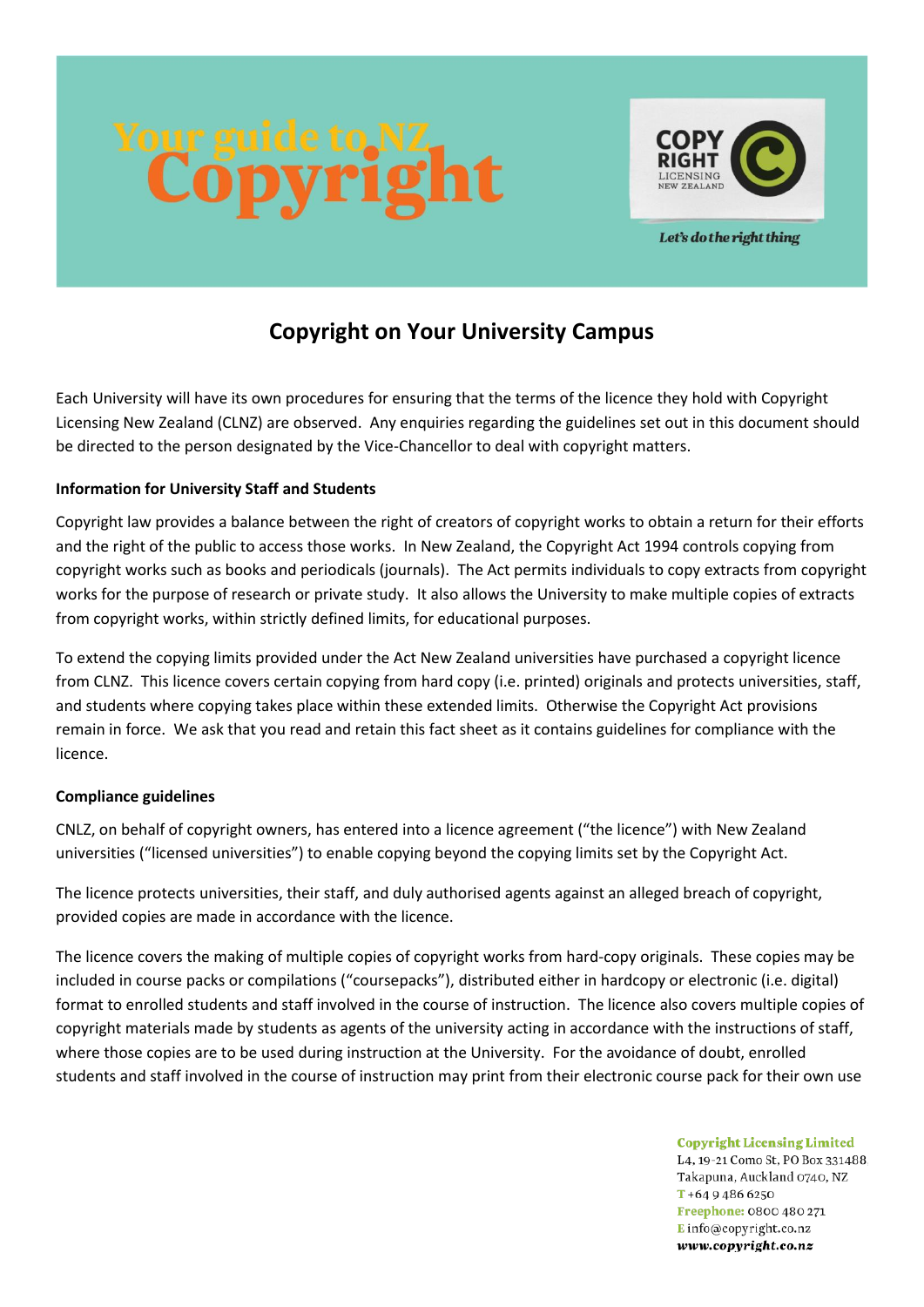# Your guide to NZ Copyright

COPY RIGHT LICENSING NEW ZEALAND

*Let's do the right thing*

## Copyright on Your University Campus

Each University will have its own procedures for ensuring that the terms of the licence they hold with Copyright Licensing New Zealand (CLNZ) are observed. Any enquiries regarding the guidelines set out in this document should be directed to the person designated by the Vice-Chancellor to deal with copyright matters.

**Information for University Staff and Students**

Copyright law provides a balance between the right of creators of copyright works to obtain a return for their efforts and the right of the public to access those works. In New Zealand, the Copyright Act 1994 controls copying from copyright works such as books and periodicals (journals). The Act permits individuals to copy extracts from copyright works for the purpose of research or private study. It also allows the University to make multiple copies of extracts from copyright works, within strictly defined limits, for educational purposes.

To extend the copying limits provided under the Act New Zealand universities have purchased a copyright licence from CLNZ. This licence covers certain copying from hard copy (i.e. printed) originals and protects universities, staff, and students where copying takes place within these extended limits. Otherwise the Copyright Act provisions remain in force. We ask that you read and retain this fact sheet as it contains guidelines for compliance with the licence.

**Compliance guidelines**

CNLZ, on behalf of copyright owners, has entered into a licence agreement ("the licence") with New Zealand universities ("licensed universities") to enable copying beyond the copying limits set by the Copyright Act.

The licence protects universities, their staff, and duly authorised agents against an alleged breach of copyright, provided copies are made in accordance with the licence.

The licence covers the making of multiple copies of copyright works from hard-copy originals. These copies may be included in course packs or compilations ("coursepacks"), distributed either in hardcopy or electronic (i.e. digital) format to enrolled students and staff involved in the course of instruction. The licence also covers multiple copies of copyright materials made by students as agents of the university acting in accordance with the instructions of staff, where those copies are to be used during instruction at the University. For the avoidance of doubt, enrolled students and staff involved in the course of instruction may print from their electronic course pack for their own use

**Copyright Licensing Limited**
L4, 19-21 Como St, PO Box 331488
Takapuna, Auckland 0740, NZ
T +64 9 486 6250
Freephone: 0800 480 271
E info@copyright.co.nz
*www.copyright.co.nz*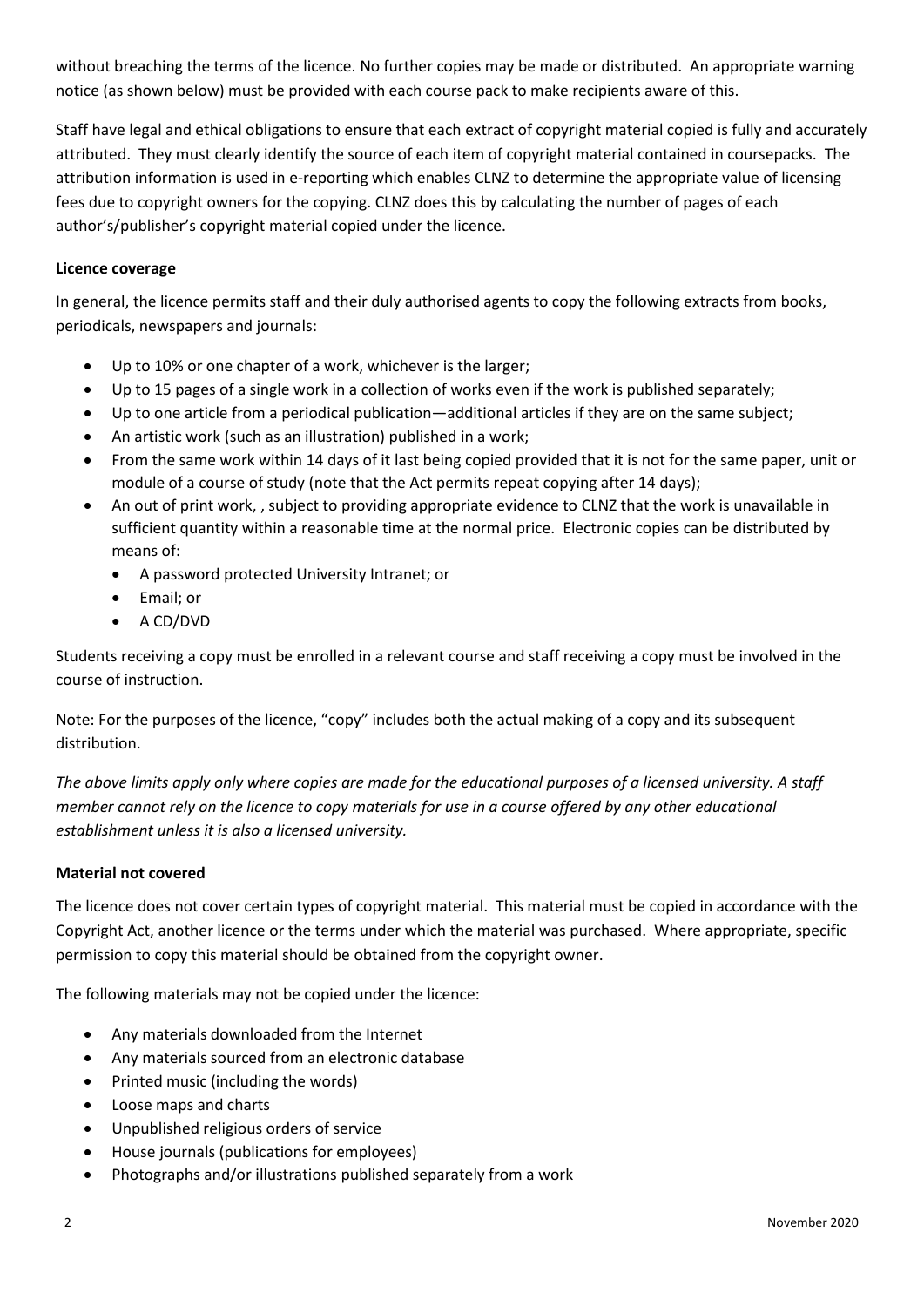without breaching the terms of the licence. No further copies may be made or distributed. An appropriate warning notice (as shown below) must be provided with each course pack to make recipients aware of this.

Staff have legal and ethical obligations to ensure that each extract of copyright material copied is fully and accurately attributed. They must clearly identify the source of each item of copyright material contained in coursepacks. The attribution information is used in e-reporting which enables CLNZ to determine the appropriate value of licensing fees due to copyright owners for the copying. CLNZ does this by calculating the number of pages of each author's/publisher's copyright material copied under the licence.

**Licence coverage**

In general, the licence permits staff and their duly authorised agents to copy the following extracts from books, periodicals, newspapers and journals:

- Up to 10% or one chapter of a work, whichever is the larger;
- Up to 15 pages of a single work in a collection of works even if the work is published separately;
- Up to one article from a periodical publication—additional articles if they are on the same subject;
- An artistic work (such as an illustration) published in a work;
- From the same work within 14 days of it last being copied provided that it is not for the same paper, unit or module of a course of study (note that the Act permits repeat copying after 14 days);
- An out of print work, , subject to providing appropriate evidence to CLNZ that the work is unavailable in sufficient quantity within a reasonable time at the normal price. Electronic copies can be distributed by means of:
  - A password protected University Intranet; or
  - Email; or
  - A CD/DVD

Students receiving a copy must be enrolled in a relevant course and staff receiving a copy must be involved in the course of instruction.

Note: For the purposes of the licence, "copy" includes both the actual making of a copy and its subsequent distribution.

*The above limits apply only where copies are made for the educational purposes of a licensed university. A staff member cannot rely on the licence to copy materials for use in a course offered by any other educational establishment unless it is also a licensed university.*

**Material not covered**

The licence does not cover certain types of copyright material. This material must be copied in accordance with the Copyright Act, another licence or the terms under which the material was purchased. Where appropriate, specific permission to copy this material should be obtained from the copyright owner.

The following materials may not be copied under the licence:

- Any materials downloaded from the Internet
- Any materials sourced from an electronic database
- Printed music (including the words)
- Loose maps and charts
- Unpublished religious orders of service
- House journals (publications for employees)
- Photographs and/or illustrations published separately from a work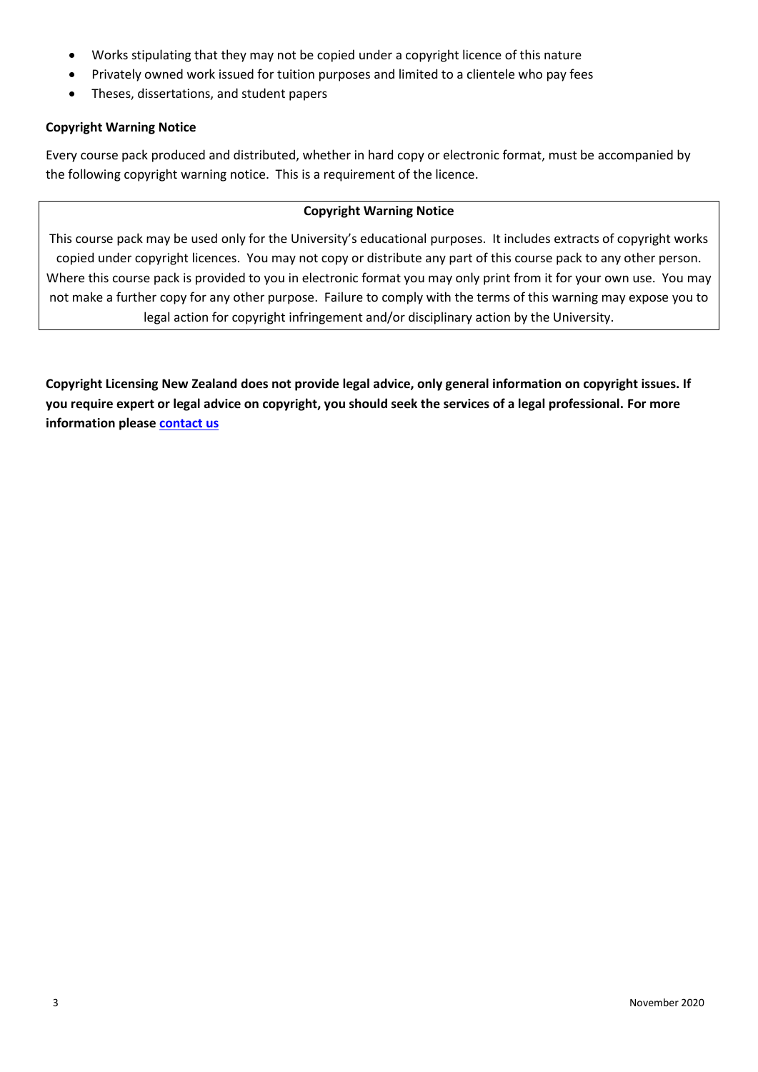- Works stipulating that they may not be copied under a copyright licence of this nature
- Privately owned work issued for tuition purposes and limited to a clientele who pay fees
- Theses, dissertations, and student papers

**Copyright Warning Notice**

Every course pack produced and distributed, whether in hard copy or electronic format, must be accompanied by the following copyright warning notice. This is a requirement of the licence.

| **Copyright Warning Notice** |
| --- |
| This course pack may be used only for the University's educational purposes. It includes extracts of copyright works copied under copyright licences. You may not copy or distribute any part of this course pack to any other person. Where this course pack is provided to you in electronic format you may only print from it for your own use. You may not make a further copy for any other purpose. Failure to comply with the terms of this warning may expose you to legal action for copyright infringement and/or disciplinary action by the University. |

**Copyright Licensing New Zealand does not provide legal advice, only general information on copyright issues. If you require expert or legal advice on copyright, you should seek the services of a legal professional. For more information please contact us**

November 2020